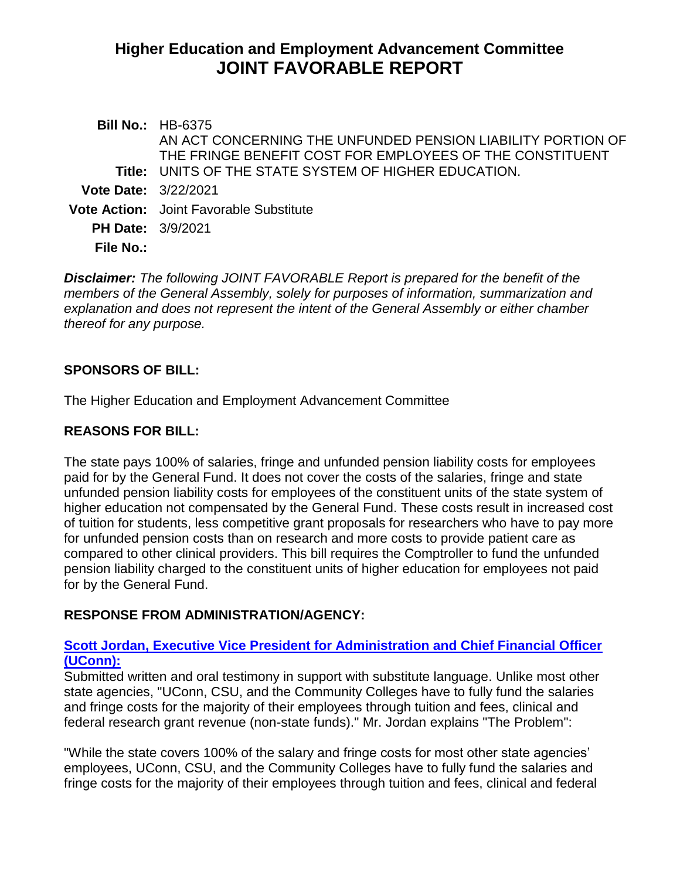# Higher Education and Employment Advancement Committee
# JOINT FAVORABLE REPORT

| | |
|---|---|
| **Bill No.:** | HB-6375 |
| **Title:** | AN ACT CONCERNING THE UNFUNDED PENSION LIABILITY PORTION OF THE FRINGE BENEFIT COST FOR EMPLOYEES OF THE CONSTITUENT UNITS OF THE STATE SYSTEM OF HIGHER EDUCATION. |
| **Vote Date:** | 3/22/2021 |
| **Vote Action:** | Joint Favorable Substitute |
| **PH Date:** | 3/9/2021 |
| **File No.:** | |

***Disclaimer:*** *The following JOINT FAVORABLE Report is prepared for the benefit of the members of the General Assembly, solely for purposes of information, summarization and explanation and does not represent the intent of the General Assembly or either chamber thereof for any purpose.*

## SPONSORS OF BILL:

The Higher Education and Employment Advancement Committee

## REASONS FOR BILL:

The state pays 100% of salaries, fringe and unfunded pension liability costs for employees paid for by the General Fund. It does not cover the costs of the salaries, fringe and state unfunded pension liability costs for employees of the constituent units of the state system of higher education not compensated by the General Fund. These costs result in increased cost of tuition for students, less competitive grant proposals for researchers who have to pay more for unfunded pension costs than on research and more costs to provide patient care as compared to other clinical providers. This bill requires the Comptroller to fund the unfunded pension liability charged to the constituent units of higher education for employees not paid for by the General Fund.

## RESPONSE FROM ADMINISTRATION/AGENCY:

**Scott Jordan, Executive Vice President for Administration and Chief Financial Officer (UConn):**

Submitted written and oral testimony in support with substitute language. Unlike most other state agencies, "UConn, CSU, and the Community Colleges have to fully fund the salaries and fringe costs for the majority of their employees through tuition and fees, clinical and federal research grant revenue (non-state funds)." Mr. Jordan explains "The Problem":

"While the state covers 100% of the salary and fringe costs for most other state agencies' employees, UConn, CSU, and the Community Colleges have to fully fund the salaries and fringe costs for the majority of their employees through tuition and fees, clinical and federal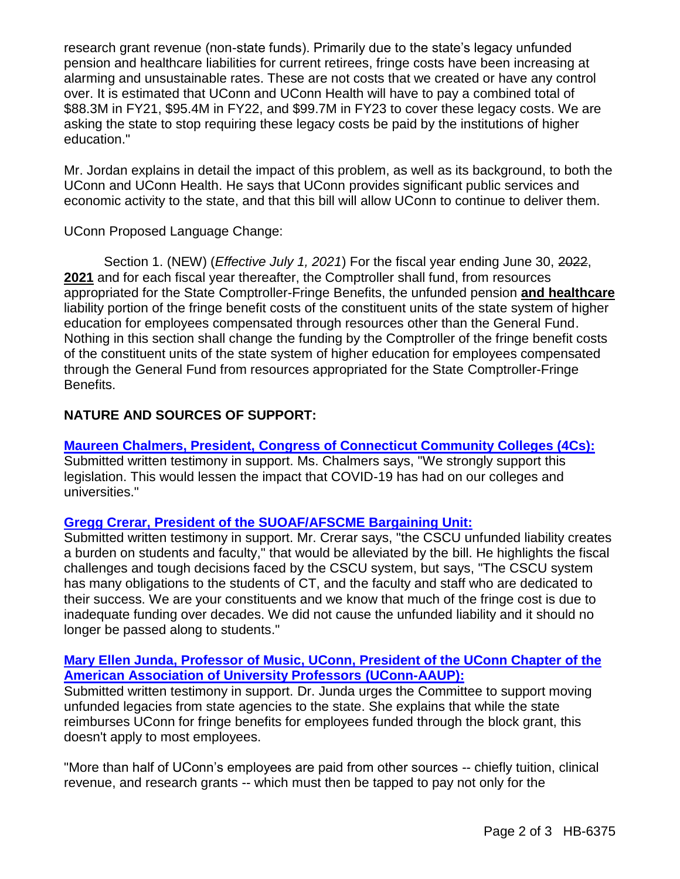research grant revenue (non-state funds). Primarily due to the state's legacy unfunded pension and healthcare liabilities for current retirees, fringe costs have been increasing at alarming and unsustainable rates. These are not costs that we created or have any control over. It is estimated that UConn and UConn Health will have to pay a combined total of $88.3M in FY21, $95.4M in FY22, and $99.7M in FY23 to cover these legacy costs. We are asking the state to stop requiring these legacy costs be paid by the institutions of higher education."

Mr. Jordan explains in detail the impact of this problem, as well as its background, to both the UConn and UConn Health. He says that UConn provides significant public services and economic activity to the state, and that this bill will allow UConn to continue to deliver them.

UConn Proposed Language Change:

Section 1. (NEW) (*Effective July 1, 2021*) For the fiscal year ending June 30, ~~2022~~, **2021** and for each fiscal year thereafter, the Comptroller shall fund, from resources appropriated for the State Comptroller-Fringe Benefits, the unfunded pension **and healthcare** liability portion of the fringe benefit costs of the constituent units of the state system of higher education for employees compensated through resources other than the General Fund. Nothing in this section shall change the funding by the Comptroller of the fringe benefit costs of the constituent units of the state system of higher education for employees compensated through the General Fund from resources appropriated for the State Comptroller-Fringe Benefits.

## NATURE AND SOURCES OF SUPPORT:

**Maureen Chalmers, President, Congress of Connecticut Community Colleges (4Cs):**
Submitted written testimony in support. Ms. Chalmers says, "We strongly support this legislation. This would lessen the impact that COVID-19 has had on our colleges and universities."

**Gregg Crerar, President of the SUOAF/AFSCME Bargaining Unit:**
Submitted written testimony in support. Mr. Crerar says, "the CSCU unfunded liability creates a burden on students and faculty," that would be alleviated by the bill. He highlights the fiscal challenges and tough decisions faced by the CSCU system, but says, "The CSCU system has many obligations to the students of CT, and the faculty and staff who are dedicated to their success. We are your constituents and we know that much of the fringe cost is due to inadequate funding over decades. We did not cause the unfunded liability and it should no longer be passed along to students."

**Mary Ellen Junda, Professor of Music, UConn, President of the UConn Chapter of the American Association of University Professors (UConn-AAUP):**
Submitted written testimony in support. Dr. Junda urges the Committee to support moving unfunded legacies from state agencies to the state. She explains that while the state reimburses UConn for fringe benefits for employees funded through the block grant, this doesn't apply to most employees.

"More than half of UConn's employees are paid from other sources -- chiefly tuition, clinical revenue, and research grants -- which must then be tapped to pay not only for the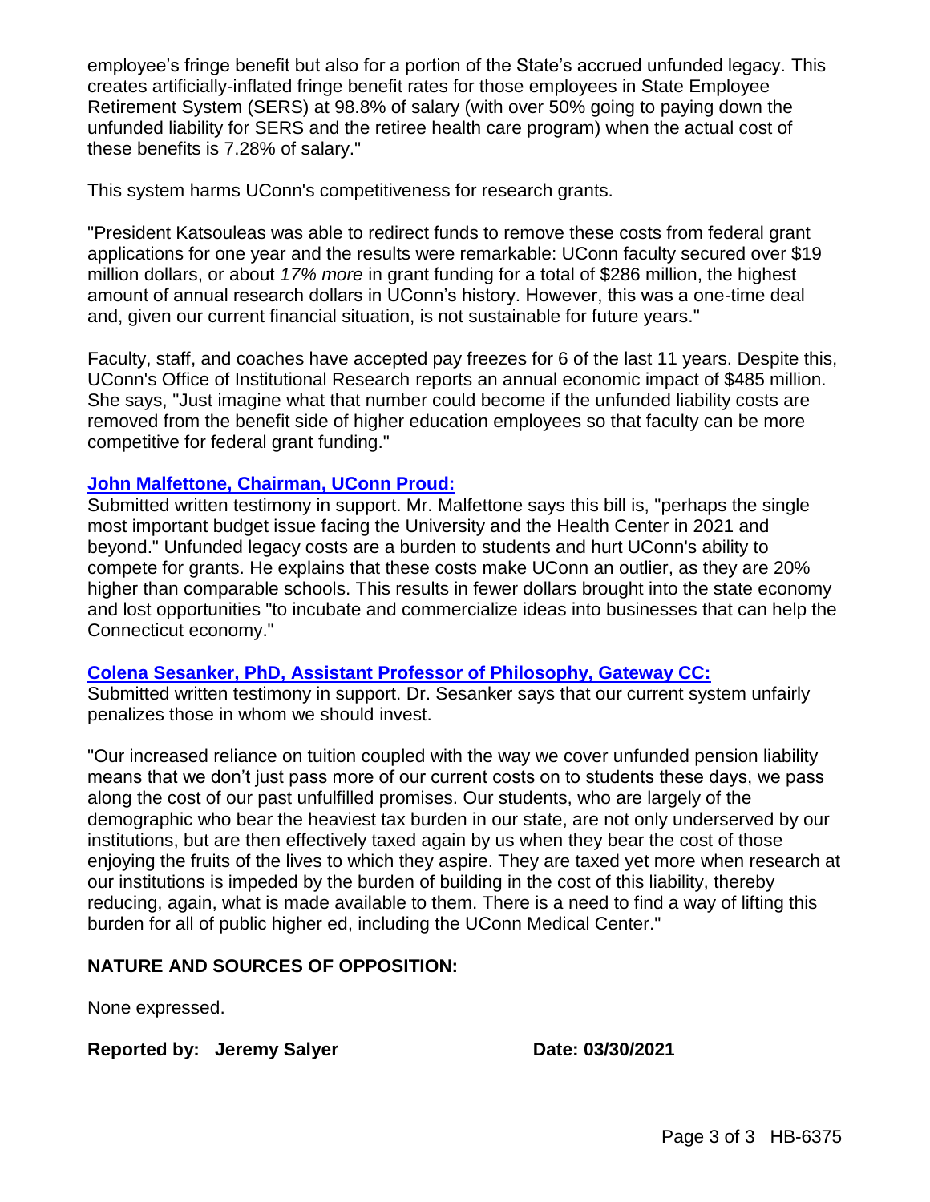employee's fringe benefit but also for a portion of the State's accrued unfunded legacy. This creates artificially-inflated fringe benefit rates for those employees in State Employee Retirement System (SERS) at 98.8% of salary (with over 50% going to paying down the unfunded liability for SERS and the retiree health care program) when the actual cost of these benefits is 7.28% of salary."

This system harms UConn's competitiveness for research grants.

"President Katsouleas was able to redirect funds to remove these costs from federal grant applications for one year and the results were remarkable: UConn faculty secured over $19 million dollars, or about *17% more* in grant funding for a total of $286 million, the highest amount of annual research dollars in UConn's history. However, this was a one-time deal and, given our current financial situation, is not sustainable for future years."

Faculty, staff, and coaches have accepted pay freezes for 6 of the last 11 years. Despite this, UConn's Office of Institutional Research reports an annual economic impact of $485 million. She says, "Just imagine what that number could become if the unfunded liability costs are removed from the benefit side of higher education employees so that faculty can be more competitive for federal grant funding."

**John Malfettone, Chairman, UConn Proud:**
Submitted written testimony in support. Mr. Malfettone says this bill is, "perhaps the single most important budget issue facing the University and the Health Center in 2021 and beyond." Unfunded legacy costs are a burden to students and hurt UConn's ability to compete for grants. He explains that these costs make UConn an outlier, as they are 20% higher than comparable schools. This results in fewer dollars brought into the state economy and lost opportunities "to incubate and commercialize ideas into businesses that can help the Connecticut economy."

**Colena Sesanker, PhD, Assistant Professor of Philosophy, Gateway CC:**
Submitted written testimony in support. Dr. Sesanker says that our current system unfairly penalizes those in whom we should invest.

"Our increased reliance on tuition coupled with the way we cover unfunded pension liability means that we don't just pass more of our current costs on to students these days, we pass along the cost of our past unfulfilled promises. Our students, who are largely of the demographic who bear the heaviest tax burden in our state, are not only underserved by our institutions, but are then effectively taxed again by us when they bear the cost of those enjoying the fruits of the lives to which they aspire. They are taxed yet more when research at our institutions is impeded by the burden of building in the cost of this liability, thereby reducing, again, what is made available to them. There is a need to find a way of lifting this burden for all of public higher ed, including the UConn Medical Center."

## NATURE AND SOURCES OF OPPOSITION:

None expressed.

**Reported by: Jeremy Salyer** **Date: 03/30/2021**